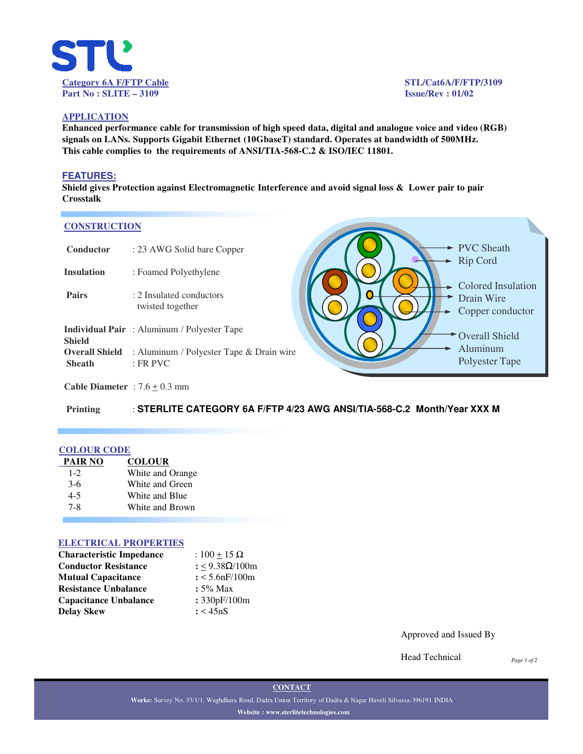**Category 6A F/FTP Cable**
**Part No : SLITE – 3109**

**STL/Cat6A/F/FTP/3109**
**Issue/Rev : 01/02**

## APPLICATION

**Enhanced performance cable for transmission of high speed data, digital and analogue voice and video (RGB) signals on LANs. Supports Gigabit Ethernet (10GbaseT) standard. Operates at bandwidth of 500MHz. This cable complies to the requirements of ANSI/TIA-568-C.2 & ISO/IEC 11801.**

## FEATURES:

**Shield gives Protection against Electromagnetic Interference and avoid signal loss & Lower pair to pair Crosstalk**

## CONSTRUCTION

| | |
|---|---|
| **Conductor** | : 23 AWG Solid bare Copper |
| **Insulation** | : Foamed Polyethylene |
| **Pairs** | : 2 Insulated conductors twisted together |
| **Individual Pair Shield** | : Aluminum / Polyester Tape |
| **Overall Shield** | : Aluminum / Polyester Tape & Drain wire |
| **Sheath** | : FR PVC |
| **Cable Diameter** | : 7.6 ± 0.3 mm |
| **Printing** | : **STERLITE CATEGORY 6A F/FTP 4/23 AWG ANSI/TIA-568-C.2 Month/Year XXX M** |

PVC Sheath
Rip Cord
Colored Insulation
Drain Wire
Copper conductor
Overall Shield Aluminum Polyester Tape

## COLOUR CODE

| PAIR NO | COLOUR |
|---|---|
| 1-2 | White and Orange |
| 3-6 | White and Green |
| 4-5 | White and Blue |
| 7-8 | White and Brown |

## ELECTRICAL PROPERTIES

| | |
|---|---|
| **Characteristic Impedance** | : 100 ± 15 Ω |
| **Conductor Resistance** | : ≤ 9.38Ω/100m |
| **Mutual Capacitance** | : < 5.6nF/100m |
| **Resistance Unbalance** | : 5% Max |
| **Capacitance Unbalance** | : 330pF/100m |
| **Delay Skew** | : < 45nS |

Approved and Issued By

Head Technical

**CONTACT**

**Works:** Survey No. 33/1/1, Waghdhara Road, Dadra Union Territory of Dadra & Nagar Haveli Silvassa-396191 INDIA

**Website : www.sterlitetechnologies.com**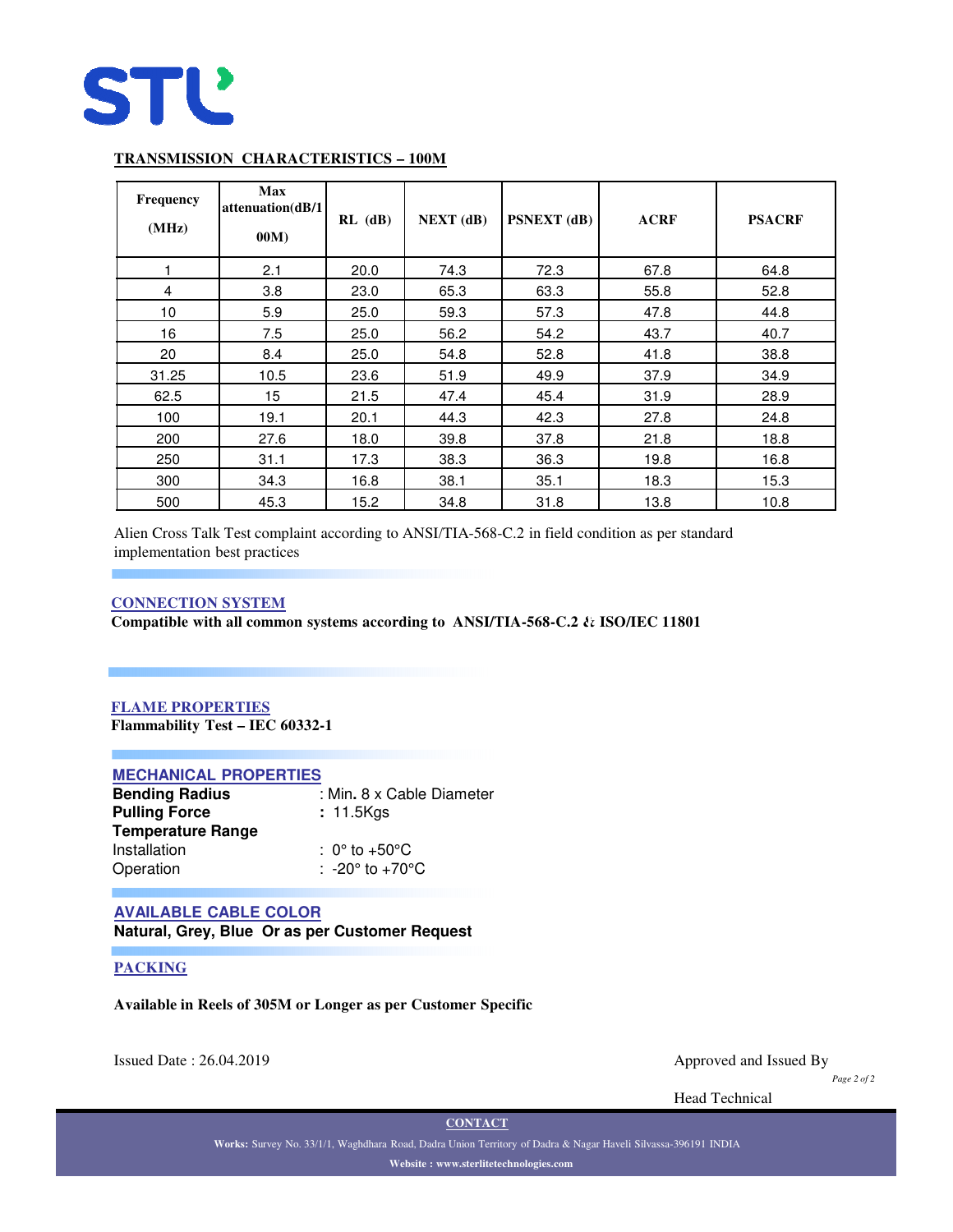STL

## TRANSMISSION CHARACTERISTICS – 100M

| Frequency (MHz) | Max attenuation(dB/100M) | RL (dB) | NEXT (dB) | PSNEXT (dB) | ACRF | PSACRF |
|---|---|---|---|---|---|---|
| 1 | 2.1 | 20.0 | 74.3 | 72.3 | 67.8 | 64.8 |
| 4 | 3.8 | 23.0 | 65.3 | 63.3 | 55.8 | 52.8 |
| 10 | 5.9 | 25.0 | 59.3 | 57.3 | 47.8 | 44.8 |
| 16 | 7.5 | 25.0 | 56.2 | 54.2 | 43.7 | 40.7 |
| 20 | 8.4 | 25.0 | 54.8 | 52.8 | 41.8 | 38.8 |
| 31.25 | 10.5 | 23.6 | 51.9 | 49.9 | 37.9 | 34.9 |
| 62.5 | 15 | 21.5 | 47.4 | 45.4 | 31.9 | 28.9 |
| 100 | 19.1 | 20.1 | 44.3 | 42.3 | 27.8 | 24.8 |
| 200 | 27.6 | 18.0 | 39.8 | 37.8 | 21.8 | 18.8 |
| 250 | 31.1 | 17.3 | 38.3 | 36.3 | 19.8 | 16.8 |
| 300 | 34.3 | 16.8 | 38.1 | 35.1 | 18.3 | 15.3 |
| 500 | 45.3 | 15.2 | 34.8 | 31.8 | 13.8 | 10.8 |

Alien Cross Talk Test complaint according to ANSI/TIA-568-C.2 in field condition as per standard implementation best practices

## CONNECTION SYSTEM

**Compatible with all common systems according to ANSI/TIA-568-C.2 & ISO/IEC 11801**

## FLAME PROPERTIES

**Flammability Test – IEC 60332-1**

## MECHANICAL PROPERTIES

**Bending Radius** : Min. 8 x Cable Diameter
**Pulling Force** : 11.5Kgs
**Temperature Range**
Installation : 0° to +50°C
Operation : -20° to +70°C

## AVAILABLE CABLE COLOR

**Natural, Grey, Blue Or as per Customer Request**

## PACKING

**Available in Reels of 305M or Longer as per Customer Specific**

Issued Date : 26.04.2019

Approved and Issued By

Head Technical

**CONTACT**

**Works:** Survey No. 33/1/1, Waghdhara Road, Dadra Union Territory of Dadra & Nagar Haveli Silvassa-396191 INDIA

**Website : www.sterlitetechnologies.com**